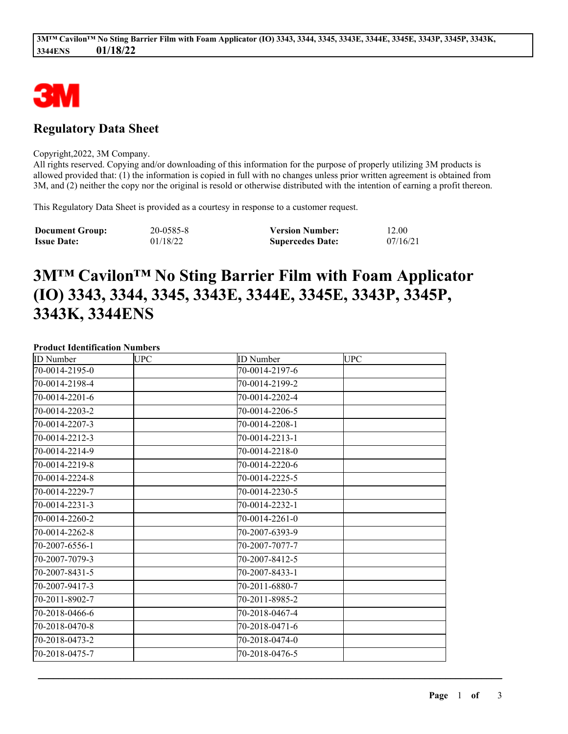## Regulatory Data Sheet

Copyright,2022, 3M Company.
All rights reserved. Copying and/or downloading of this information for the purpose of properly utilizing 3M products is allowed provided that: (1) the information is copied in full with no changes unless prior written agreement is obtained from 3M, and (2) neither the copy nor the original is resold or otherwise distributed with the intention of earning a profit thereon.

This Regulatory Data Sheet is provided as a courtesy in response to a customer request.

| | | | |
|---|---|---|---|
| **Document Group:** | 20-0585-8 | **Version Number:** | 12.00 |
| **Issue Date:** | 01/18/22 | **Supercedes Date:** | 07/16/21 |

# 3M™ Cavilon™ No Sting Barrier Film with Foam Applicator (IO) 3343, 3344, 3345, 3343E, 3344E, 3345E, 3343P, 3345P, 3343K, 3344ENS

**Product Identification Numbers**

| ID Number | UPC | ID Number | UPC |
|---|---|---|---|
| 70-0014-2195-0 | | 70-0014-2197-6 | |
| 70-0014-2198-4 | | 70-0014-2199-2 | |
| 70-0014-2201-6 | | 70-0014-2202-4 | |
| 70-0014-2203-2 | | 70-0014-2206-5 | |
| 70-0014-2207-3 | | 70-0014-2208-1 | |
| 70-0014-2212-3 | | 70-0014-2213-1 | |
| 70-0014-2214-9 | | 70-0014-2218-0 | |
| 70-0014-2219-8 | | 70-0014-2220-6 | |
| 70-0014-2224-8 | | 70-0014-2225-5 | |
| 70-0014-2229-7 | | 70-0014-2230-5 | |
| 70-0014-2231-3 | | 70-0014-2232-1 | |
| 70-0014-2260-2 | | 70-0014-2261-0 | |
| 70-0014-2262-8 | | 70-2007-6393-9 | |
| 70-2007-6556-1 | | 70-2007-7077-7 | |
| 70-2007-7079-3 | | 70-2007-8412-5 | |
| 70-2007-8431-5 | | 70-2007-8433-1 | |
| 70-2007-9417-3 | | 70-2011-6880-7 | |
| 70-2011-8902-7 | | 70-2011-8985-2 | |
| 70-2018-0466-6 | | 70-2018-0467-4 | |
| 70-2018-0470-8 | | 70-2018-0471-6 | |
| 70-2018-0473-2 | | 70-2018-0474-0 | |
| 70-2018-0475-7 | | 70-2018-0476-5 | |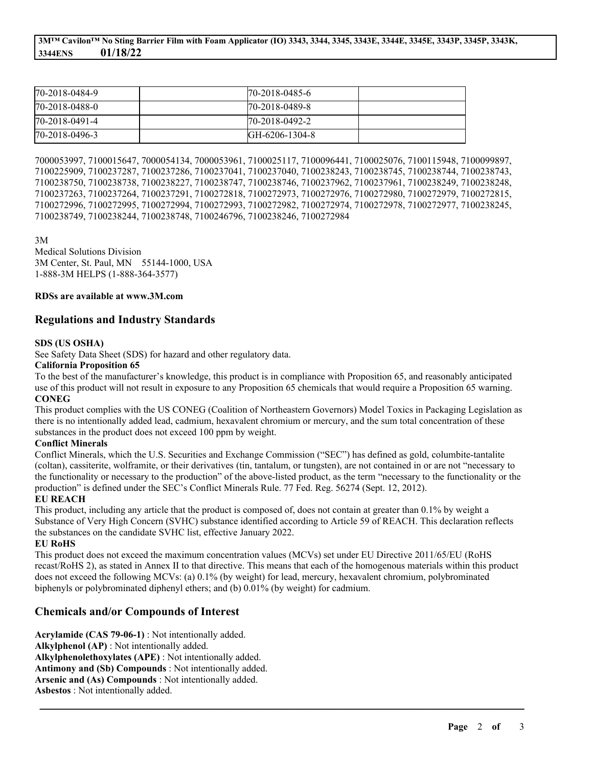| 70-2018-0484-9 | | 70-2018-0485-6 | |
|---|---|---|---|
| 70-2018-0488-0 | | 70-2018-0489-8 | |
| 70-2018-0491-4 | | 70-2018-0492-2 | |
| 70-2018-0496-3 | | GH-6206-1304-8 | |

7000053997, 7100015647, 7000054134, 7000053961, 7100025117, 7100096441, 7100025076, 7100115948, 7100099897, 7100225909, 7100237287, 7100237286, 7100237041, 7100237040, 7100238243, 7100238745, 7100238744, 7100238743, 7100238750, 7100238738, 7100238227, 7100238747, 7100238746, 7100237962, 7100237961, 7100238249, 7100238248, 7100237263, 7100237264, 7100237291, 7100272818, 7100272973, 7100272976, 7100272980, 7100272979, 7100272815, 7100272996, 7100272995, 7100272994, 7100272993, 7100272982, 7100272974, 7100272978, 7100272977, 7100238245, 7100238749, 7100238244, 7100238748, 7100246796, 7100238246, 7100272984

3M
Medical Solutions Division
3M Center, St. Paul, MN 55144-1000, USA
1-888-3M HELPS (1-888-364-3577)

**RDSs are available at www.3M.com**

## Regulations and Industry Standards

**SDS (US OSHA)**
See Safety Data Sheet (SDS) for hazard and other regulatory data.

**California Proposition 65**
To the best of the manufacturer's knowledge, this product is in compliance with Proposition 65, and reasonably anticipated use of this product will not result in exposure to any Proposition 65 chemicals that would require a Proposition 65 warning.

**CONEG**
This product complies with the US CONEG (Coalition of Northeastern Governors) Model Toxics in Packaging Legislation as there is no intentionally added lead, cadmium, hexavalent chromium or mercury, and the sum total concentration of these substances in the product does not exceed 100 ppm by weight.

**Conflict Minerals**
Conflict Minerals, which the U.S. Securities and Exchange Commission ("SEC") has defined as gold, columbite-tantalite (coltan), cassiterite, wolframite, or their derivatives (tin, tantalum, or tungsten), are not contained in or are not "necessary to the functionality or necessary to the production" of the above-listed product, as the term "necessary to the functionality or the production" is defined under the SEC's Conflict Minerals Rule. 77 Fed. Reg. 56274 (Sept. 12, 2012).

**EU REACH**
This product, including any article that the product is composed of, does not contain at greater than 0.1% by weight a Substance of Very High Concern (SVHC) substance identified according to Article 59 of REACH. This declaration reflects the substances on the candidate SVHC list, effective January 2022.

**EU RoHS**
This product does not exceed the maximum concentration values (MCVs) set under EU Directive 2011/65/EU (RoHS recast/RoHS 2), as stated in Annex II to that directive. This means that each of the homogenous materials within this product does not exceed the following MCVs: (a) 0.1% (by weight) for lead, mercury, hexavalent chromium, polybrominated biphenyls or polybrominated diphenyl ethers; and (b) 0.01% (by weight) for cadmium.

## Chemicals and/or Compounds of Interest

**Acrylamide (CAS 79-06-1)** : Not intentionally added.
**Alkylphenol (AP)** : Not intentionally added.
**Alkylphenolethoxylates (APE)** : Not intentionally added.
**Antimony and (Sb) Compounds** : Not intentionally added.
**Arsenic and (As) Compounds** : Not intentionally added.
**Asbestos** : Not intentionally added.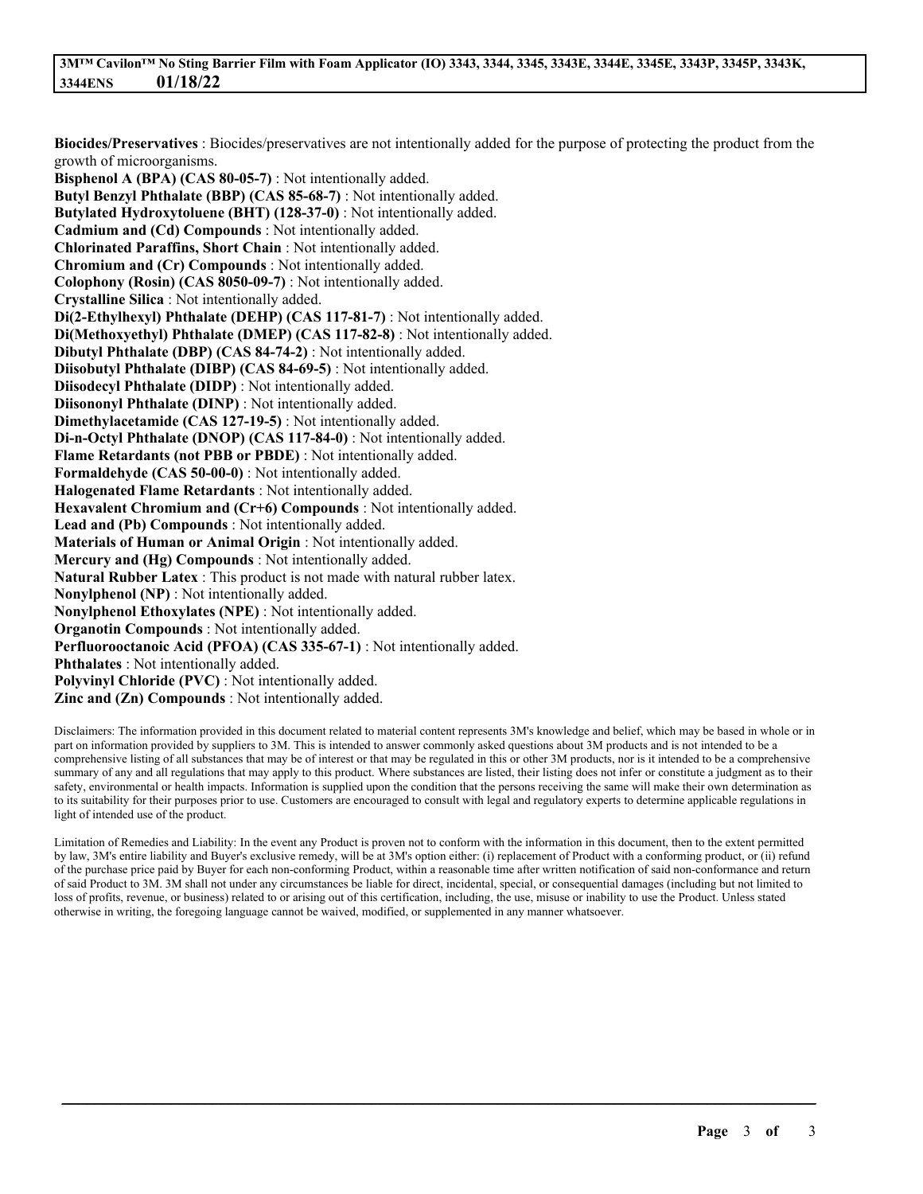**Biocides/Preservatives** : Biocides/preservatives are not intentionally added for the purpose of protecting the product from the growth of microorganisms.
**Bisphenol A (BPA) (CAS 80-05-7)** : Not intentionally added.
**Butyl Benzyl Phthalate (BBP) (CAS 85-68-7)** : Not intentionally added.
**Butylated Hydroxytoluene (BHT) (128-37-0)** : Not intentionally added.
**Cadmium and (Cd) Compounds** : Not intentionally added.
**Chlorinated Paraffins, Short Chain** : Not intentionally added.
**Chromium and (Cr) Compounds** : Not intentionally added.
**Colophony (Rosin) (CAS 8050-09-7)** : Not intentionally added.
**Crystalline Silica** : Not intentionally added.
**Di(2-Ethylhexyl) Phthalate (DEHP) (CAS 117-81-7)** : Not intentionally added.
**Di(Methoxyethyl) Phthalate (DMEP) (CAS 117-82-8)** : Not intentionally added.
**Dibutyl Phthalate (DBP) (CAS 84-74-2)** : Not intentionally added.
**Diisobutyl Phthalate (DIBP) (CAS 84-69-5)** : Not intentionally added.
**Diisodecyl Phthalate (DIDP)** : Not intentionally added.
**Diisononyl Phthalate (DINP)** : Not intentionally added.
**Dimethylacetamide (CAS 127-19-5)** : Not intentionally added.
**Di-n-Octyl Phthalate (DNOP) (CAS 117-84-0)** : Not intentionally added.
**Flame Retardants (not PBB or PBDE)** : Not intentionally added.
**Formaldehyde (CAS 50-00-0)** : Not intentionally added.
**Halogenated Flame Retardants** : Not intentionally added.
**Hexavalent Chromium and (Cr+6) Compounds** : Not intentionally added.
**Lead and (Pb) Compounds** : Not intentionally added.
**Materials of Human or Animal Origin** : Not intentionally added.
**Mercury and (Hg) Compounds** : Not intentionally added.
**Natural Rubber Latex** : This product is not made with natural rubber latex.
**Nonylphenol (NP)** : Not intentionally added.
**Nonylphenol Ethoxylates (NPE)** : Not intentionally added.
**Organotin Compounds** : Not intentionally added.
**Perfluorooctanoic Acid (PFOA) (CAS 335-67-1)** : Not intentionally added.
**Phthalates** : Not intentionally added.
**Polyvinyl Chloride (PVC)** : Not intentionally added.
**Zinc and (Zn) Compounds** : Not intentionally added.

Disclaimers: The information provided in this document related to material content represents 3M's knowledge and belief, which may be based in whole or in part on information provided by suppliers to 3M. This is intended to answer commonly asked questions about 3M products and is not intended to be a comprehensive listing of all substances that may be of interest or that may be regulated in this or other 3M products, nor is it intended to be a comprehensive summary of any and all regulations that may apply to this product. Where substances are listed, their listing does not infer or constitute a judgment as to their safety, environmental or health impacts. Information is supplied upon the condition that the persons receiving the same will make their own determination as to its suitability for their purposes prior to use. Customers are encouraged to consult with legal and regulatory experts to determine applicable regulations in light of intended use of the product.

Limitation of Remedies and Liability: In the event any Product is proven not to conform with the information in this document, then to the extent permitted by law, 3M's entire liability and Buyer's exclusive remedy, will be at 3M's option either: (i) replacement of Product with a conforming product, or (ii) refund of the purchase price paid by Buyer for each non-conforming Product, within a reasonable time after written notification of said non-conformance and return of said Product to 3M. 3M shall not under any circumstances be liable for direct, incidental, special, or consequential damages (including but not limited to loss of profits, revenue, or business) related to or arising out of this certification, including, the use, misuse or inability to use the Product. Unless stated otherwise in writing, the foregoing language cannot be waived, modified, or supplemented in any manner whatsoever.